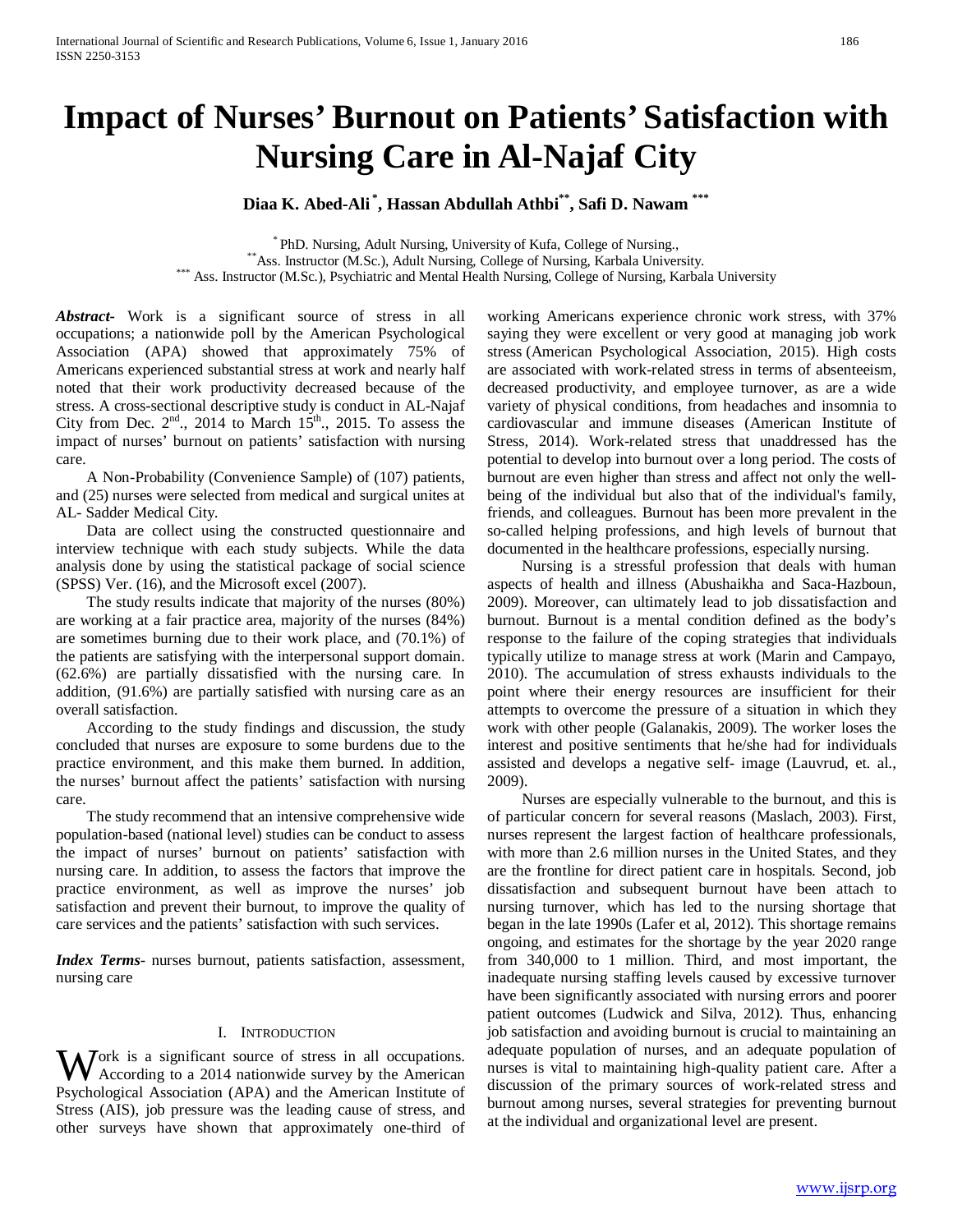# Impact of Nurses' Burnout on Patients' Satisfaction with Nursing Care in Al-Najaf City

**Diaa K. Abed-Ali [*], Hassan Abdullah Athbi [**], Safi D. Nawam [***]**

[*] PhD. Nursing, Adult Nursing, University of Kufa, College of Nursing.,
[**] Ass. Instructor (M.Sc.), Adult Nursing, College of Nursing, Karbala University.
[***] Ass. Instructor (M.Sc.), Psychiatric and Mental Health Nursing, College of Nursing, Karbala University

***Abstract***- Work is a significant source of stress in all occupations; a nationwide poll by the American Psychological Association (APA) showed that approximately 75% of Americans experienced substantial stress at work and nearly half noted that their work productivity decreased because of the stress. A cross-sectional descriptive study is conduct in AL-Najaf City from Dec. 2nd., 2014 to March 15th., 2015. To assess the impact of nurses' burnout on patients' satisfaction with nursing care.

A Non-Probability (Convenience Sample) of (107) patients, and (25) nurses were selected from medical and surgical unites at AL- Sadder Medical City.

Data are collect using the constructed questionnaire and interview technique with each study subjects. While the data analysis done by using the statistical package of social science (SPSS) Ver. (16), and the Microsoft excel (2007).

The study results indicate that majority of the nurses (80%) are working at a fair practice area, majority of the nurses (84%) are sometimes burning due to their work place, and (70.1%) of the patients are satisfying with the interpersonal support domain. (62.6%) are partially dissatisfied with the nursing care. In addition, (91.6%) are partially satisfied with nursing care as an overall satisfaction.

According to the study findings and discussion, the study concluded that nurses are exposure to some burdens due to the practice environment, and this make them burned. In addition, the nurses' burnout affect the patients' satisfaction with nursing care.

The study recommend that an intensive comprehensive wide population-based (national level) studies can be conduct to assess the impact of nurses' burnout on patients' satisfaction with nursing care. In addition, to assess the factors that improve the practice environment, as well as improve the nurses' job satisfaction and prevent their burnout, to improve the quality of care services and the patients' satisfaction with such services.

***Index Terms***- nurses burnout, patients satisfaction, assessment, nursing care

## I. Introduction

Work is a significant source of stress in all occupations. According to a 2014 nationwide survey by the American Psychological Association (APA) and the American Institute of Stress (AIS), job pressure was the leading cause of stress, and other surveys have shown that approximately one-third of working Americans experience chronic work stress, with 37% saying they were excellent or very good at managing job work stress (American Psychological Association, 2015). High costs are associated with work-related stress in terms of absenteeism, decreased productivity, and employee turnover, as are a wide variety of physical conditions, from headaches and insomnia to cardiovascular and immune diseases (American Institute of Stress, 2014). Work-related stress that unaddressed has the potential to develop into burnout over a long period. The costs of burnout are even higher than stress and affect not only the well-being of the individual but also that of the individual's family, friends, and colleagues. Burnout has been more prevalent in the so-called helping professions, and high levels of burnout that documented in the healthcare professions, especially nursing.

Nursing is a stressful profession that deals with human aspects of health and illness (Abushaikha and Saca-Hazboun, 2009). Moreover, can ultimately lead to job dissatisfaction and burnout. Burnout is a mental condition defined as the body's response to the failure of the coping strategies that individuals typically utilize to manage stress at work (Marin and Campayo, 2010). The accumulation of stress exhausts individuals to the point where their energy resources are insufficient for their attempts to overcome the pressure of a situation in which they work with other people (Galanakis, 2009). The worker loses the interest and positive sentiments that he/she had for individuals assisted and develops a negative self- image (Lauvrud, et. al., 2009).

Nurses are especially vulnerable to the burnout, and this is of particular concern for several reasons (Maslach, 2003). First, nurses represent the largest faction of healthcare professionals, with more than 2.6 million nurses in the United States, and they are the frontline for direct patient care in hospitals. Second, job dissatisfaction and subsequent burnout have been attach to nursing turnover, which has led to the nursing shortage that began in the late 1990s (Lafer et al, 2012). This shortage remains ongoing, and estimates for the shortage by the year 2020 range from 340,000 to 1 million. Third, and most important, the inadequate nursing staffing levels caused by excessive turnover have been significantly associated with nursing errors and poorer patient outcomes (Ludwick and Silva, 2012). Thus, enhancing job satisfaction and avoiding burnout is crucial to maintaining an adequate population of nurses, and an adequate population of nurses is vital to maintaining high-quality patient care. After a discussion of the primary sources of work-related stress and burnout among nurses, several strategies for preventing burnout at the individual and organizational level are present.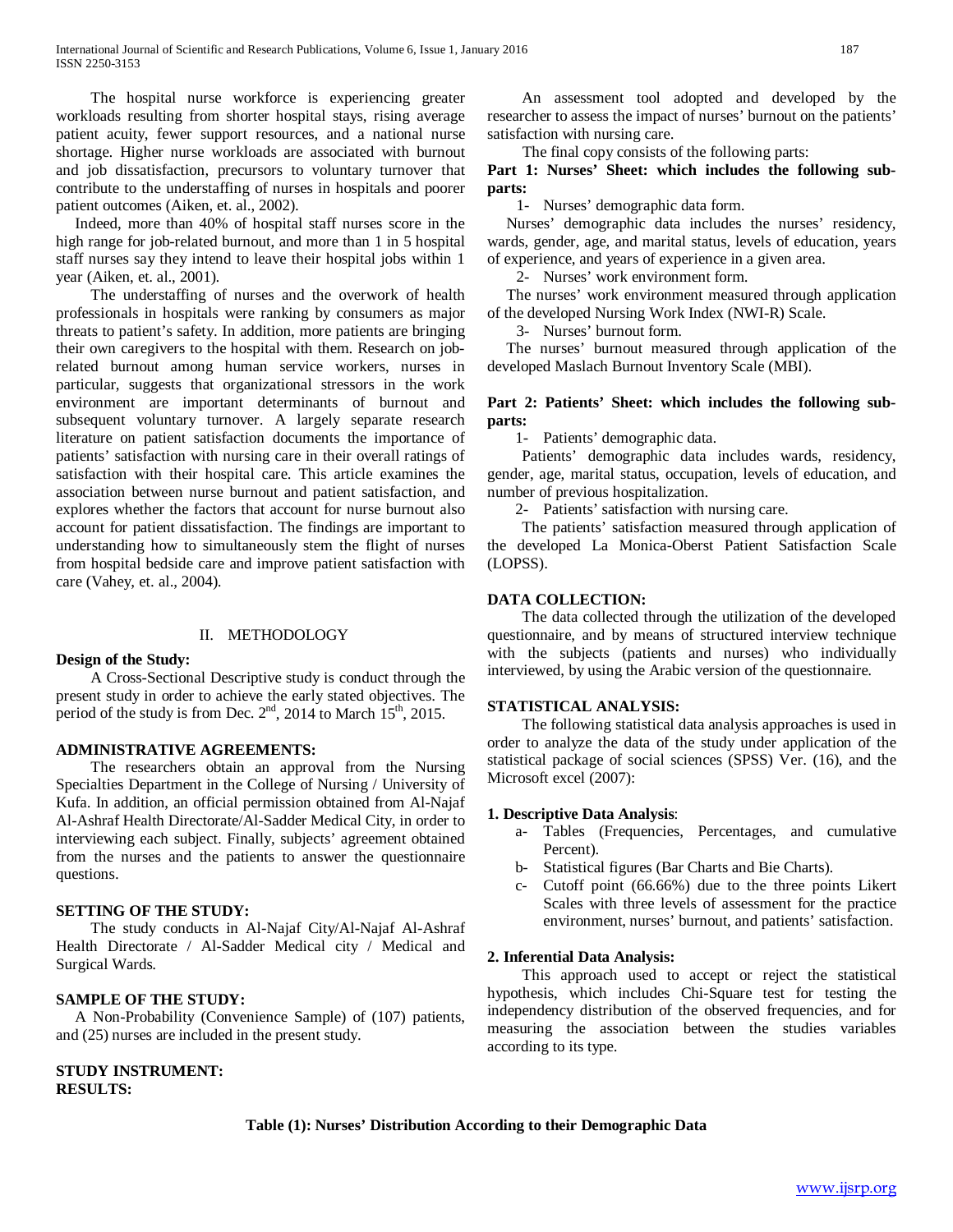The hospital nurse workforce is experiencing greater workloads resulting from shorter hospital stays, rising average patient acuity, fewer support resources, and a national nurse shortage. Higher nurse workloads are associated with burnout and job dissatisfaction, precursors to voluntary turnover that contribute to the understaffing of nurses in hospitals and poorer patient outcomes (Aiken, et. al., 2002).

Indeed, more than 40% of hospital staff nurses score in the high range for job-related burnout, and more than 1 in 5 hospital staff nurses say they intend to leave their hospital jobs within 1 year (Aiken, et. al., 2001).

The understaffing of nurses and the overwork of health professionals in hospitals were ranking by consumers as major threats to patient's safety. In addition, more patients are bringing their own caregivers to the hospital with them. Research on job-related burnout among human service workers, nurses in particular, suggests that organizational stressors in the work environment are important determinants of burnout and subsequent voluntary turnover. A largely separate research literature on patient satisfaction documents the importance of patients' satisfaction with nursing care in their overall ratings of satisfaction with their hospital care. This article examines the association between nurse burnout and patient satisfaction, and explores whether the factors that account for nurse burnout also account for patient dissatisfaction. The findings are important to understanding how to simultaneously stem the flight of nurses from hospital bedside care and improve patient satisfaction with care (Vahey, et. al., 2004).

## II. METHODOLOGY

**Design of the Study:**

A Cross-Sectional Descriptive study is conduct through the present study in order to achieve the early stated objectives. The period of the study is from Dec. 2nd, 2014 to March 15th, 2015.

**ADMINISTRATIVE AGREEMENTS:**

The researchers obtain an approval from the Nursing Specialties Department in the College of Nursing / University of Kufa. In addition, an official permission obtained from Al-Najaf Al-Ashraf Health Directorate/Al-Sadder Medical City, in order to interviewing each subject. Finally, subjects' agreement obtained from the nurses and the patients to answer the questionnaire questions.

**SETTING OF THE STUDY:**

The study conducts in Al-Najaf City/Al-Najaf Al-Ashraf Health Directorate / Al-Sadder Medical city / Medical and Surgical Wards.

**SAMPLE OF THE STUDY:**

A Non-Probability (Convenience Sample) of (107) patients, and (25) nurses are included in the present study.

**STUDY INSTRUMENT:**

An assessment tool adopted and developed by the researcher to assess the impact of nurses' burnout on the patients' satisfaction with nursing care.

The final copy consists of the following parts:

**Part 1: Nurses' Sheet: which includes the following sub-parts:**

1- Nurses' demographic data form.

Nurses' demographic data includes the nurses' residency, wards, gender, age, and marital status, levels of education, years of experience, and years of experience in a given area.

2- Nurses' work environment form.

The nurses' work environment measured through application of the developed Nursing Work Index (NWI-R) Scale.

3- Nurses' burnout form.

The nurses' burnout measured through application of the developed Maslach Burnout Inventory Scale (MBI).

**Part 2: Patients' Sheet: which includes the following sub-parts:**

1- Patients' demographic data.

Patients' demographic data includes wards, residency, gender, age, marital status, occupation, levels of education, and number of previous hospitalization.

2- Patients' satisfaction with nursing care.

The patients' satisfaction measured through application of the developed La Monica-Oberst Patient Satisfaction Scale (LOPSS).

**DATA COLLECTION:**

The data collected through the utilization of the developed questionnaire, and by means of structured interview technique with the subjects (patients and nurses) who individually interviewed, by using the Arabic version of the questionnaire.

**STATISTICAL ANALYSIS:**

The following statistical data analysis approaches is used in order to analyze the data of the study under application of the statistical package of social sciences (SPSS) Ver. (16), and the Microsoft excel (2007):

**1. Descriptive Data Analysis**:

a- Tables (Frequencies, Percentages, and cumulative Percent).

b- Statistical figures (Bar Charts and Bie Charts).

c- Cutoff point (66.66%) due to the three points Likert Scales with three levels of assessment for the practice environment, nurses' burnout, and patients' satisfaction.

**2. Inferential Data Analysis:**

This approach used to accept or reject the statistical hypothesis, which includes Chi-Square test for testing the independency distribution of the observed frequencies, and for measuring the association between the studies variables according to its type.

**RESULTS:**

**Table (1): Nurses' Distribution According to their Demographic Data**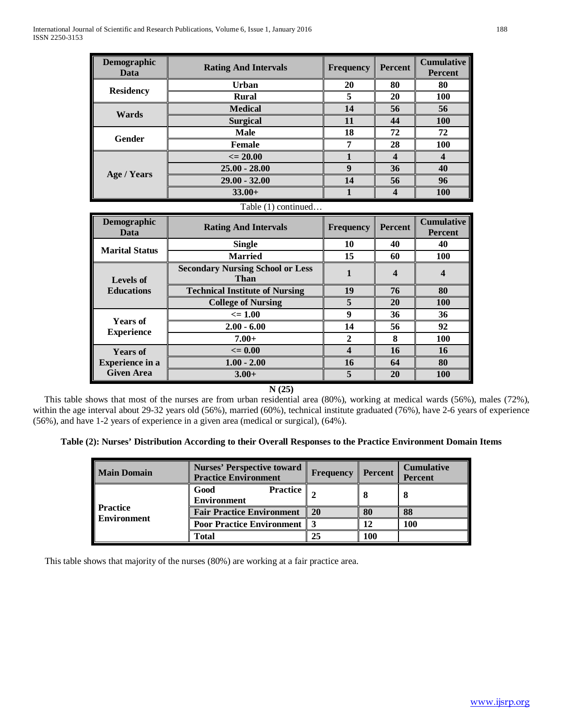| Demographic Data | Rating And Intervals | Frequency | Percent | Cumulative Percent |
|---|---|---|---|---|
| Residency | Urban | 20 | 80 | 80 |
| | Rural | 5 | 20 | 100 |
| Wards | Medical | 14 | 56 | 56 |
| | Surgical | 11 | 44 | 100 |
| Gender | Male | 18 | 72 | 72 |
| | Female | 7 | 28 | 100 |
| Age / Years | <= 20.00 | 1 | 4 | 4 |
| | 25.00 - 28.00 | 9 | 36 | 40 |
| | 29.00 - 32.00 | 14 | 56 | 96 |
| | 33.00+ | 1 | 4 | 100 |

Table (1) continued…

| Demographic Data | Rating And Intervals | Frequency | Percent | Cumulative Percent |
|---|---|---|---|---|
| Marital Status | Single | 10 | 40 | 40 |
| | Married | 15 | 60 | 100 |
| Levels of Educations | Secondary Nursing School or Less Than | 1 | 4 | 4 |
| | Technical Institute of Nursing | 19 | 76 | 80 |
| | College of Nursing | 5 | 20 | 100 |
| Years of Experience | <= 1.00 | 9 | 36 | 36 |
| | 2.00 - 6.00 | 14 | 56 | 92 |
| | 7.00+ | 2 | 8 | 100 |
| Years of Experience in a Given Area | <= 0.00 | 4 | 16 | 16 |
| | 1.00 - 2.00 | 16 | 64 | 80 |
| | 3.00+ | 5 | 20 | 100 |

**N (25)**

This table shows that most of the nurses are from urban residential area (80%), working at medical wards (56%), males (72%), within the age interval about 29-32 years old (56%), married (60%), technical institute graduated (76%), have 2-6 years of experience (56%), and have 1-2 years of experience in a given area (medical or surgical), (64%).

**Table (2): Nurses' Distribution According to their Overall Responses to the Practice Environment Domain Items**

| Main Domain | Nurses' Perspective toward Practice Environment | Frequency | Percent | Cumulative Percent |
|---|---|---|---|---|
| Practice Environment | Good Practice Environment | 2 | 8 | 8 |
| | Fair Practice Environment | 20 | 80 | 88 |
| | Poor Practice Environment | 3 | 12 | 100 |
| | Total | 25 | 100 | |

This table shows that majority of the nurses (80%) are working at a fair practice area.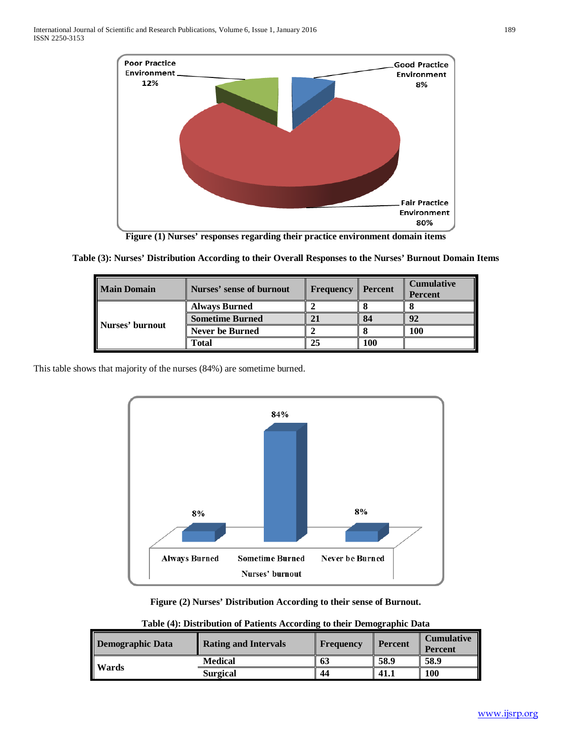Figure (1) Nurses' responses regarding their practice environment domain items

**Table (3): Nurses' Distribution According to their Overall Responses to the Nurses' Burnout Domain Items**

| Main Domain | Nurses' sense of burnout | Frequency | Percent | Cumulative Percent |
|---|---|---|---|---|
| Nurses' burnout | Always Burned | 2 | 8 | 8 |
| | Sometime Burned | 21 | 84 | 92 |
| | Never be Burned | 2 | 8 | 100 |
| | Total | 25 | 100 | |

This table shows that majority of the nurses (84%) are sometime burned.

Figure (2) Nurses' Distribution According to their sense of Burnout.

**Table (4): Distribution of Patients According to their Demographic Data**

| Demographic Data | Rating and Intervals | Frequency | Percent | Cumulative Percent |
|---|---|---|---|---|
| Wards | Medical | 63 | 58.9 | 58.9 |
| | Surgical | 44 | 41.1 | 100 |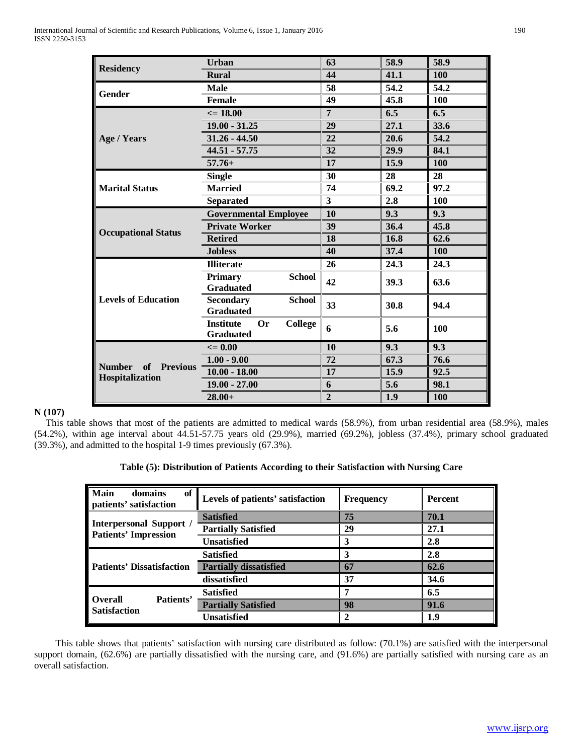| | | | | |
|---|---|---|---|---|
| **Residency** | **Urban** | **63** | **58.9** | **58.9** |
| | **Rural** | **44** | **41.1** | **100** |
| **Gender** | **Male** | **58** | **54.2** | **54.2** |
| | **Female** | **49** | **45.8** | **100** |
| **Age / Years** | **<= 18.00** | **7** | **6.5** | **6.5** |
| | **19.00 - 31.25** | **29** | **27.1** | **33.6** |
| | **31.26 - 44.50** | **22** | **20.6** | **54.2** |
| | **44.51 - 57.75** | **32** | **29.9** | **84.1** |
| | **57.76+** | **17** | **15.9** | **100** |
| **Marital Status** | **Single** | **30** | **28** | **28** |
| | **Married** | **74** | **69.2** | **97.2** |
| | **Separated** | **3** | **2.8** | **100** |
| **Occupational Status** | **Governmental Employee** | **10** | **9.3** | **9.3** |
| | **Private Worker** | **39** | **36.4** | **45.8** |
| | **Retired** | **18** | **16.8** | **62.6** |
| | **Jobless** | **40** | **37.4** | **100** |
| **Levels of Education** | **Illiterate** | **26** | **24.3** | **24.3** |
| | **Primary School Graduated** | **42** | **39.3** | **63.6** |
| | **Secondary School Graduated** | **33** | **30.8** | **94.4** |
| | **Institute Or College Graduated** | **6** | **5.6** | **100** |
| **Number of Previous Hospitalization** | **<= 0.00** | **10** | **9.3** | **9.3** |
| | **1.00 - 9.00** | **72** | **67.3** | **76.6** |
| | **10.00 - 18.00** | **17** | **15.9** | **92.5** |
| | **19.00 - 27.00** | **6** | **5.6** | **98.1** |
| | **28.00+** | **2** | **1.9** | **100** |

**N (107)**

This table shows that most of the patients are admitted to medical wards (58.9%), from urban residential area (58.9%), males (54.2%), within age interval about 44.51-57.75 years old (29.9%), married (69.2%), jobless (37.4%), primary school graduated (39.3%), and admitted to the hospital 1-9 times previously (67.3%).

**Table (5): Distribution of Patients According to their Satisfaction with Nursing Care**

| Main domains of patients' satisfaction | Levels of patients' satisfaction | Frequency | Percent |
|---|---|---|---|
| **Interpersonal Support / Patients' Impression** | **Satisfied** | **75** | **70.1** |
| | **Partially Satisfied** | **29** | **27.1** |
| | **Unsatisfied** | **3** | **2.8** |
| **Patients' Dissatisfaction** | **Satisfied** | **3** | **2.8** |
| | **Partially dissatisfied** | **67** | **62.6** |
| | **dissatisfied** | **37** | **34.6** |
| **Overall Patients' Satisfaction** | **Satisfied** | **7** | **6.5** |
| | **Partially Satisfied** | **98** | **91.6** |
| | **Unsatisfied** | **2** | **1.9** |

This table shows that patients' satisfaction with nursing care distributed as follow: (70.1%) are satisfied with the interpersonal support domain, (62.6%) are partially dissatisfied with the nursing care, and (91.6%) are partially satisfied with nursing care as an overall satisfaction.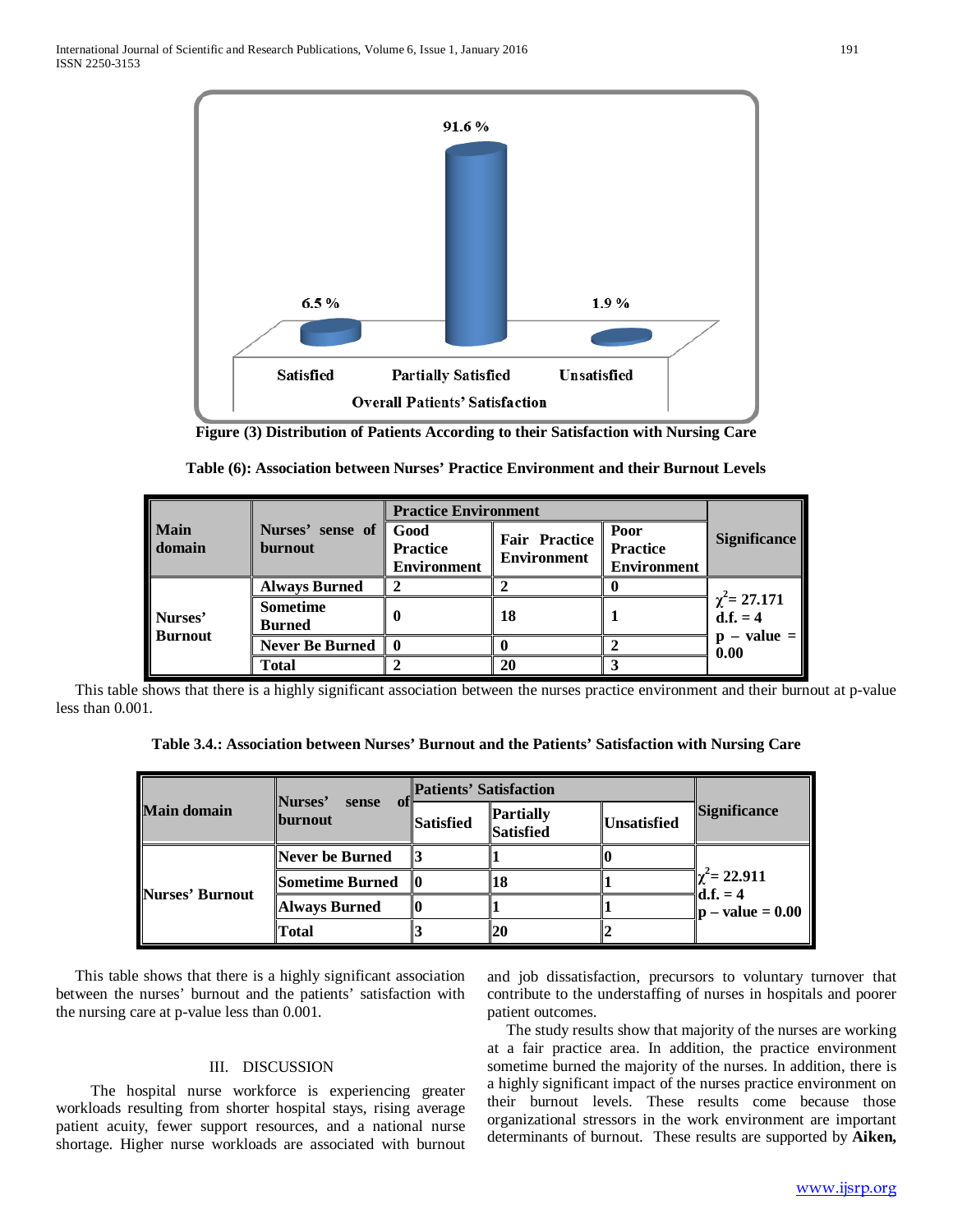Figure (3) Distribution of Patients According to their Satisfaction with Nursing Care

**Table (6): Association between Nurses' Practice Environment and their Burnout Levels**

| Main domain | Nurses' sense of burnout | Practice Environment | | | Significance |
|---|---|---|---|---|---|
| | | Good Practice Environment | Fair Practice Environment | Poor Practice Environment | |
| Nurses' Burnout | Always Burned | 2 | 2 | 0 | $\chi^2$= 27.171 d.f. = 4 p – value = 0.00 |
| | Sometime Burned | 0 | 18 | 1 | |
| | Never Be Burned | 0 | 0 | 2 | |
| | Total | 2 | 20 | 3 | |

This table shows that there is a highly significant association between the nurses practice environment and their burnout at p-value less than 0.001.

**Table 3.4.: Association between Nurses' Burnout and the Patients' Satisfaction with Nursing Care**

| Main domain | Nurses' sense of burnout | Patients' Satisfaction | | | Significance |
|---|---|---|---|---|---|
| | | Satisfied | Partially Satisfied | Unsatisfied | |
| Nurses' Burnout | Never be Burned | 3 | 1 | 0 | $\chi^2$= 22.911 d.f. = 4 p – value = 0.00 |
| | Sometime Burned | 0 | 18 | 1 | |
| | Always Burned | 0 | 1 | 1 | |
| | Total | 3 | 20 | 2 | |

This table shows that there is a highly significant association between the nurses' burnout and the patients' satisfaction with the nursing care at p-value less than 0.001.

## III. DISCUSSION

The hospital nurse workforce is experiencing greater workloads resulting from shorter hospital stays, rising average patient acuity, fewer support resources, and a national nurse shortage. Higher nurse workloads are associated with burnout and job dissatisfaction, precursors to voluntary turnover that contribute to the understaffing of nurses in hospitals and poorer patient outcomes.

The study results show that majority of the nurses are working at a fair practice area. In addition, the practice environment sometime burned the majority of the nurses. In addition, there is a highly significant impact of the nurses practice environment on their burnout levels. These results come because those organizational stressors in the work environment are important determinants of burnout. These results are supported by **Aiken,**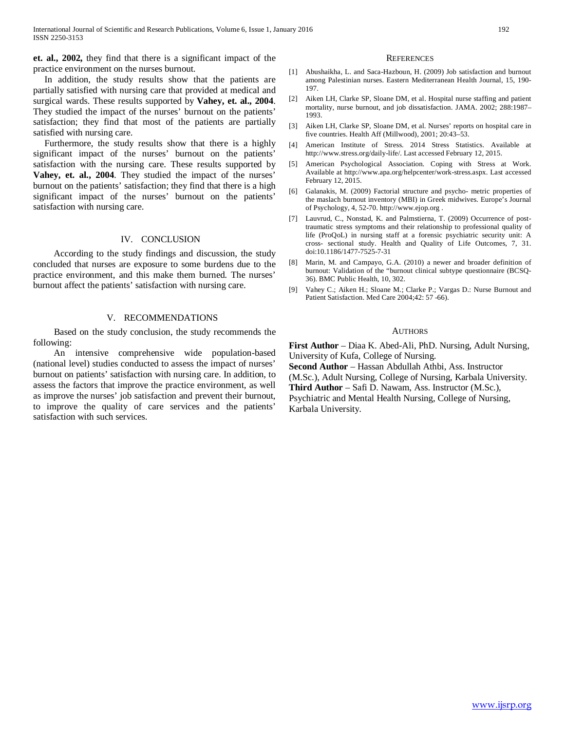**et. al., 2002,** they find that there is a significant impact of the practice environment on the nurses burnout.

In addition, the study results show that the patients are partially satisfied with nursing care that provided at medical and surgical wards. These results supported by **Vahey, et. al., 2004**. They studied the impact of the nurses' burnout on the patients' satisfaction; they find that most of the patients are partially satisfied with nursing care.

Furthermore, the study results show that there is a highly significant impact of the nurses' burnout on the patients' satisfaction with the nursing care. These results supported by **Vahey, et. al., 2004**. They studied the impact of the nurses' burnout on the patients' satisfaction; they find that there is a high significant impact of the nurses' burnout on the patients' satisfaction with nursing care.

## IV. CONCLUSION

According to the study findings and discussion, the study concluded that nurses are exposure to some burdens due to the practice environment, and this make them burned. The nurses' burnout affect the patients' satisfaction with nursing care.

## V. RECOMMENDATIONS

Based on the study conclusion, the study recommends the following:

An intensive comprehensive wide population-based (national level) studies conducted to assess the impact of nurses' burnout on patients' satisfaction with nursing care. In addition, to assess the factors that improve the practice environment, as well as improve the nurses' job satisfaction and prevent their burnout, to improve the quality of care services and the patients' satisfaction with such services.

## REFERENCES

[1] Abushaikha, L. and Saca-Hazboun, H. (2009) Job satisfaction and burnout among Palestinian nurses. Eastern Mediterranean Health Journal, 15, 190-197.

[2] Aiken LH, Clarke SP, Sloane DM, et al. Hospital nurse staffing and patient mortality, nurse burnout, and job dissatisfaction. JAMA. 2002; 288:1987–1993.

[3] Aiken LH, Clarke SP, Sloane DM, et al. Nurses' reports on hospital care in five countries. Health Aff (Millwood), 2001; 20:43–53.

[4] American Institute of Stress. 2014 Stress Statistics. Available at http://www.stress.org/daily-life/. Last accessed February 12, 2015.

[5] American Psychological Association. Coping with Stress at Work. Available at http://www.apa.org/helpcenter/work-stress.aspx. Last accessed February 12, 2015.

[6] Galanakis, M. (2009) Factorial structure and psycho- metric properties of the maslach burnout inventory (MBI) in Greek midwives. Europe's Journal of Psychology, 4, 52-70. http://www.ejop.org .

[7] Lauvrud, C., Nonstad, K. and Palmstierna, T. (2009) Occurrence of post-traumatic stress symptoms and their relationship to professional quality of life (ProQoL) in nursing staff at a forensic psychiatric security unit: A cross- sectional study. Health and Quality of Life Outcomes, 7, 31. doi:10.1186/1477-7525-7-31

[8] Marin, M. and Campayo, G.A. (2010) a newer and broader definition of burnout: Validation of the "burnout clinical subtype questionnaire (BCSQ-36). BMC Public Health, 10, 302.

[9] Vahey C.; Aiken H.; Sloane M.; Clarke P.; Vargas D.: Nurse Burnout and Patient Satisfaction. Med Care 2004;42: 57 -66).

## AUTHORS

**First Author** – Diaa K. Abed-Ali, PhD. Nursing, Adult Nursing, University of Kufa, College of Nursing.

**Second Author** – Hassan Abdullah Athbi, Ass. Instructor (M.Sc.), Adult Nursing, College of Nursing, Karbala University.

**Third Author** – Safi D. Nawam, Ass. Instructor (M.Sc.), Psychiatric and Mental Health Nursing, College of Nursing, Karbala University.